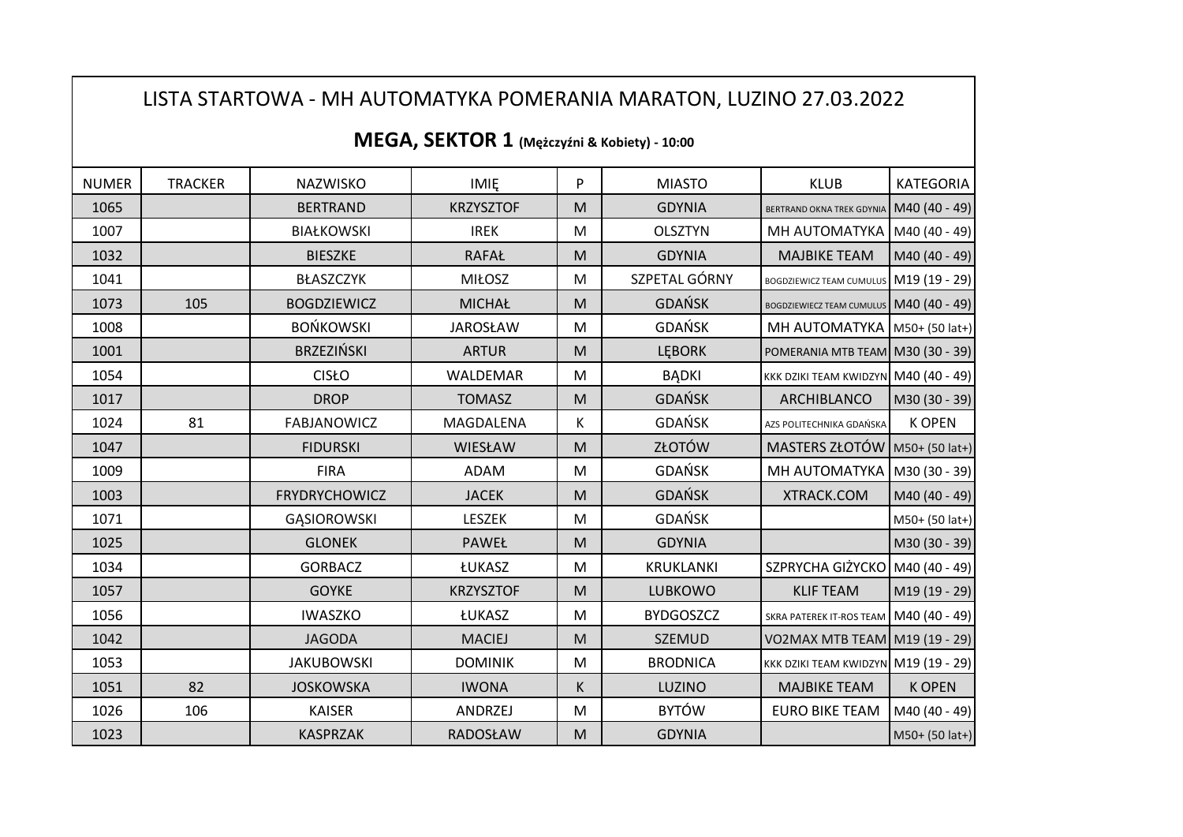# LISTA STARTOWA - MH AUTOMATYKA POMERANIA MARATON, LUZINO 27.03.2022

## **MEGA, SEKTOR 1** (Mężczyźni & Kobiety) - 10:00

| NUMER | TRACKER | NAZWISKO | IMIĘ | P | MIASTO | KLUB | KATEGORIA |
|---|---|---|---|---|---|---|---|
| 1065 | | BERTRAND | KRZYSZTOF | M | GDYNIA | BERTRAND OKNA TREK GDYNIA | M40 (40 - 49) |
| 1007 | | BIAŁKOWSKI | IREK | M | OLSZTYN | MH AUTOMATYKA | M40 (40 - 49) |
| 1032 | | BIESZKE | RAFAŁ | M | GDYNIA | MAJBIKE TEAM | M40 (40 - 49) |
| 1041 | | BŁASZCZYK | MIŁOSZ | M | SZPETAL GÓRNY | BOGDZIEWICZ TEAM CUMULUS | M19 (19 - 29) |
| 1073 | 105 | BOGDZIEWICZ | MICHAŁ | M | GDAŃSK | BOGDZIEWIECZ TEAM CUMULUS | M40 (40 - 49) |
| 1008 | | BOŃKOWSKI | JAROSŁAW | M | GDAŃSK | MH AUTOMATYKA | M50+ (50 lat+) |
| 1001 | | BRZEZIŃSKI | ARTUR | M | LĘBORK | POMERANIA MTB TEAM | M30 (30 - 39) |
| 1054 | | CISŁO | WALDEMAR | M | BĄDKI | KKK DZIKI TEAM KWIDZYN | M40 (40 - 49) |
| 1017 | | DROP | TOMASZ | M | GDAŃSK | ARCHIBLANCO | M30 (30 - 39) |
| 1024 | 81 | FABJANOWICZ | MAGDALENA | K | GDAŃSK | AZS POLITECHNIKA GDAŃSKA | K OPEN |
| 1047 | | FIDURSKI | WIESŁAW | M | ZŁOTÓW | MASTERS ZŁOTÓW | M50+ (50 lat+) |
| 1009 | | FIRA | ADAM | M | GDAŃSK | MH AUTOMATYKA | M30 (30 - 39) |
| 1003 | | FRYDRYCHOWICZ | JACEK | M | GDAŃSK | XTRACK.COM | M40 (40 - 49) |
| 1071 | | GĄSIOROWSKI | LESZEK | M | GDAŃSK | | M50+ (50 lat+) |
| 1025 | | GLONEK | PAWEŁ | M | GDYNIA | | M30 (30 - 39) |
| 1034 | | GORBACZ | ŁUKASZ | M | KRUKLANKI | SZPRYCHA GIŻYCKO | M40 (40 - 49) |
| 1057 | | GOYKE | KRZYSZTOF | M | LUBKOWO | KLIF TEAM | M19 (19 - 29) |
| 1056 | | IWASZKO | ŁUKASZ | M | BYDGOSZCZ | SKRA PATEREK IT-ROS TEAM | M40 (40 - 49) |
| 1042 | | JAGODA | MACIEJ | M | SZEMUD | VO2MAX MTB TEAM | M19 (19 - 29) |
| 1053 | | JAKUBOWSKI | DOMINIK | M | BRODNICA | KKK DZIKI TEAM KWIDZYN | M19 (19 - 29) |
| 1051 | 82 | JOSKOWSKA | IWONA | K | LUZINO | MAJBIKE TEAM | K OPEN |
| 1026 | 106 | KAISER | ANDRZEJ | M | BYTÓW | EURO BIKE TEAM | M40 (40 - 49) |
| 1023 | | KASPRZAK | RADOSŁAW | M | GDYNIA | | M50+ (50 lat+) |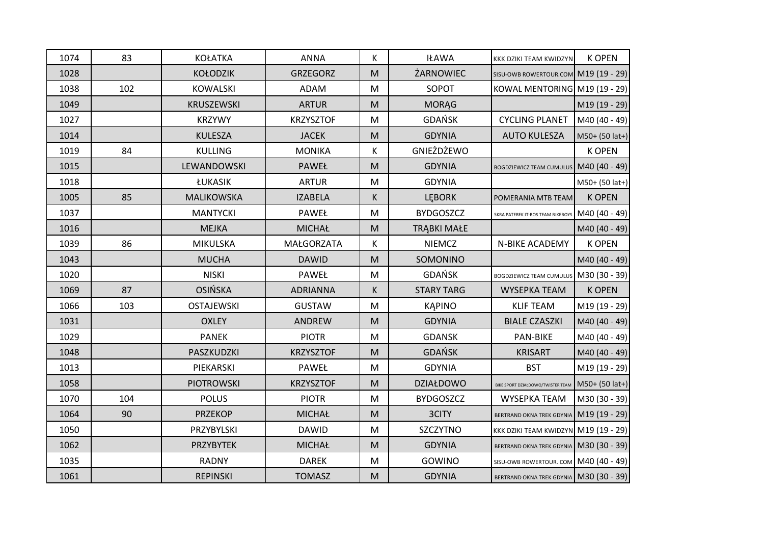| 1074 | 83 | KOŁATKA | ANNA | K | IŁAWA | KKK DZIKI TEAM KWIDZYN | K OPEN |
|---|---|---|---|---|---|---|---|
| 1028 | | KOŁODZIK | GRZEGORZ | M | ŻARNOWIEC | SISU-OWB ROWERTOUR.COM | M19 (19 - 29) |
| 1038 | 102 | KOWALSKI | ADAM | M | SOPOT | KOWAL MENTORING | M19 (19 - 29) |
| 1049 | | KRUSZEWSKI | ARTUR | M | MORĄG | | M19 (19 - 29) |
| 1027 | | KRZYWY | KRZYSZTOF | M | GDAŃSK | CYCLING PLANET | M40 (40 - 49) |
| 1014 | | KULESZA | JACEK | M | GDYNIA | AUTO KULESZA | M50+ (50 lat+) |
| 1019 | 84 | KULLING | MONIKA | K | GNIEŻDŻEWO | | K OPEN |
| 1015 | | LEWANDOWSKI | PAWEŁ | M | GDYNIA | BOGDZIEWICZ TEAM CUMULUS | M40 (40 - 49) |
| 1018 | | ŁUKASIK | ARTUR | M | GDYNIA | | M50+ (50 lat+) |
| 1005 | 85 | MALIKOWSKA | IZABELA | K | LĘBORK | POMERANIA MTB TEAM | K OPEN |
| 1037 | | MANTYCKI | PAWEŁ | M | BYDGOSZCZ | SKRA PATEREK IT-ROS TEAM BIKEBOYS | M40 (40 - 49) |
| 1016 | | MEJKA | MICHAŁ | M | TRĄBKI MAŁE | | M40 (40 - 49) |
| 1039 | 86 | MIKULSKA | MAŁGORZATA | K | NIEMCZ | N-BIKE ACADEMY | K OPEN |
| 1043 | | MUCHA | DAWID | M | SOMONINO | | M40 (40 - 49) |
| 1020 | | NISKI | PAWEŁ | M | GDAŃSK | BOGDZIEWICZ TEAM CUMULUS | M30 (30 - 39) |
| 1069 | 87 | OSIŃSKA | ADRIANNA | K | STARY TARG | WYSEPKA TEAM | K OPEN |
| 1066 | 103 | OSTAJEWSKI | GUSTAW | M | KĄPINO | KLIF TEAM | M19 (19 - 29) |
| 1031 | | OXLEY | ANDREW | M | GDYNIA | BIALE CZASZKI | M40 (40 - 49) |
| 1029 | | PANEK | PIOTR | M | GDANSK | PAN-BIKE | M40 (40 - 49) |
| 1048 | | PASZKUDZKI | KRZYSZTOF | M | GDAŃSK | KRISART | M40 (40 - 49) |
| 1013 | | PIEKARSKI | PAWEŁ | M | GDYNIA | BST | M19 (19 - 29) |
| 1058 | | PIOTROWSKI | KRZYSZTOF | M | DZIAŁDOWO | BIKE SPORT DZIAŁDOWO/TWISTER TEAM | M50+ (50 lat+) |
| 1070 | 104 | POLUS | PIOTR | M | BYDGOSZCZ | WYSEPKA TEAM | M30 (30 - 39) |
| 1064 | 90 | PRZEKOP | MICHAŁ | M | 3CITY | BERTRAND OKNA TREK GDYNIA | M19 (19 - 29) |
| 1050 | | PRZYBYLSKI | DAWID | M | SZCZYTNO | KKK DZIKI TEAM KWIDZYN | M19 (19 - 29) |
| 1062 | | PRZYBYTEK | MICHAŁ | M | GDYNIA | BERTRAND OKNA TREK GDYNIA | M30 (30 - 39) |
| 1035 | | RADNY | DAREK | M | GOWINO | SISU-OWB ROWERTOUR. COM | M40 (40 - 49) |
| 1061 | | REPINSKI | TOMASZ | M | GDYNIA | BERTRAND OKNA TREK GDYNIA | M30 (30 - 39) |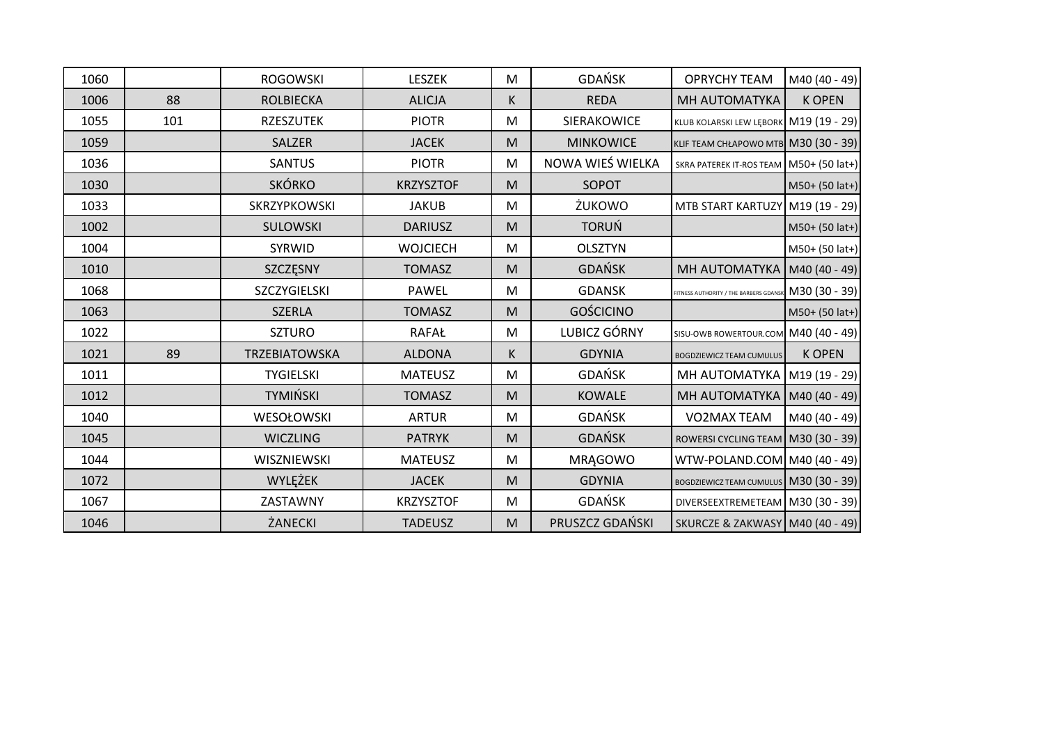| | | | | | | | |
|---|---|---|---|---|---|---|---|
| 1060 | | ROGOWSKI | LESZEK | M | GDAŃSK | OPRYCHY TEAM | M40 (40 - 49) |
| 1006 | 88 | ROLBIECKA | ALICJA | K | REDA | MH AUTOMATYKA | K OPEN |
| 1055 | 101 | RZESZUTEK | PIOTR | M | SIERAKOWICE | KLUB KOLARSKI LEW LĘBORK | M19 (19 - 29) |
| 1059 | | SALZER | JACEK | M | MINKOWICE | KLIF TEAM CHŁAPOWO MTB | M30 (30 - 39) |
| 1036 | | SANTUS | PIOTR | M | NOWA WIEŚ WIELKA | SKRA PATEREK IT-ROS TEAM | M50+ (50 lat+) |
| 1030 | | SKÓRKO | KRZYSZTOF | M | SOPOT | | M50+ (50 lat+) |
| 1033 | | SKRZYPKOWSKI | JAKUB | M | ŻUKOWO | MTB START KARTUZY | M19 (19 - 29) |
| 1002 | | SULOWSKI | DARIUSZ | M | TORUŃ | | M50+ (50 lat+) |
| 1004 | | SYRWID | WOJCIECH | M | OLSZTYN | | M50+ (50 lat+) |
| 1010 | | SZCZĘSNY | TOMASZ | M | GDAŃSK | MH AUTOMATYKA | M40 (40 - 49) |
| 1068 | | SZCZYGIELSKI | PAWEL | M | GDANSK | FITNESS AUTHORITY / THE BARBERS GDANSK | M30 (30 - 39) |
| 1063 | | SZERLA | TOMASZ | M | GOŚCICINO | | M50+ (50 lat+) |
| 1022 | | SZTURO | RAFAŁ | M | LUBICZ GÓRNY | SISU-OWB ROWERTOUR.COM | M40 (40 - 49) |
| 1021 | 89 | TRZEBIATOWSKA | ALDONA | K | GDYNIA | BOGDZIEWICZ TEAM CUMULUS | K OPEN |
| 1011 | | TYGIELSKI | MATEUSZ | M | GDAŃSK | MH AUTOMATYKA | M19 (19 - 29) |
| 1012 | | TYMIŃSKI | TOMASZ | M | KOWALE | MH AUTOMATYKA | M40 (40 - 49) |
| 1040 | | WESOŁOWSKI | ARTUR | M | GDAŃSK | VO2MAX TEAM | M40 (40 - 49) |
| 1045 | | WICZLING | PATRYK | M | GDAŃSK | ROWERSI CYCLING TEAM | M30 (30 - 39) |
| 1044 | | WISZNIEWSKI | MATEUSZ | M | MRĄGOWO | WTW-POLAND.COM | M40 (40 - 49) |
| 1072 | | WYLĘŻEK | JACEK | M | GDYNIA | BOGDZIEWICZ TEAM CUMULUS | M30 (30 - 39) |
| 1067 | | ZASTAWNY | KRZYSZTOF | M | GDAŃSK | DIVERSEEXTREMETEAM | M30 (30 - 39) |
| 1046 | | ŻANECKI | TADEUSZ | M | PRUSZCZ GDAŃSKI | SKURCZE & ZAKWASY | M40 (40 - 49) |